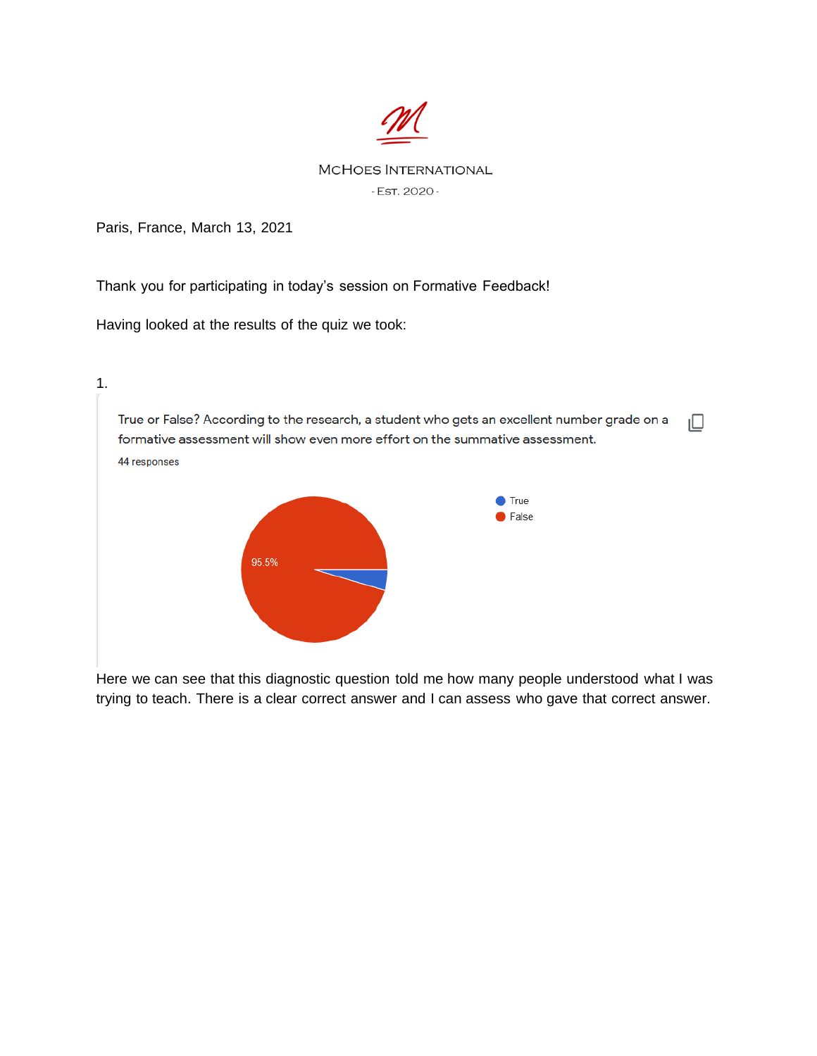McHoes International

- Est. 2020 -

Paris, France, March 13, 2021

Thank you for participating in today's session on Formative Feedback!

Having looked at the results of the quiz we took:

1.

True or False? According to the research, a student who gets an excellent number grade on a formative assessment will show even more effort on the summative assessment.

44 responses

- True
- False

95.5%

Here we can see that this diagnostic question told me how many people understood what I was trying to teach. There is a clear correct answer and I can assess who gave that correct answer.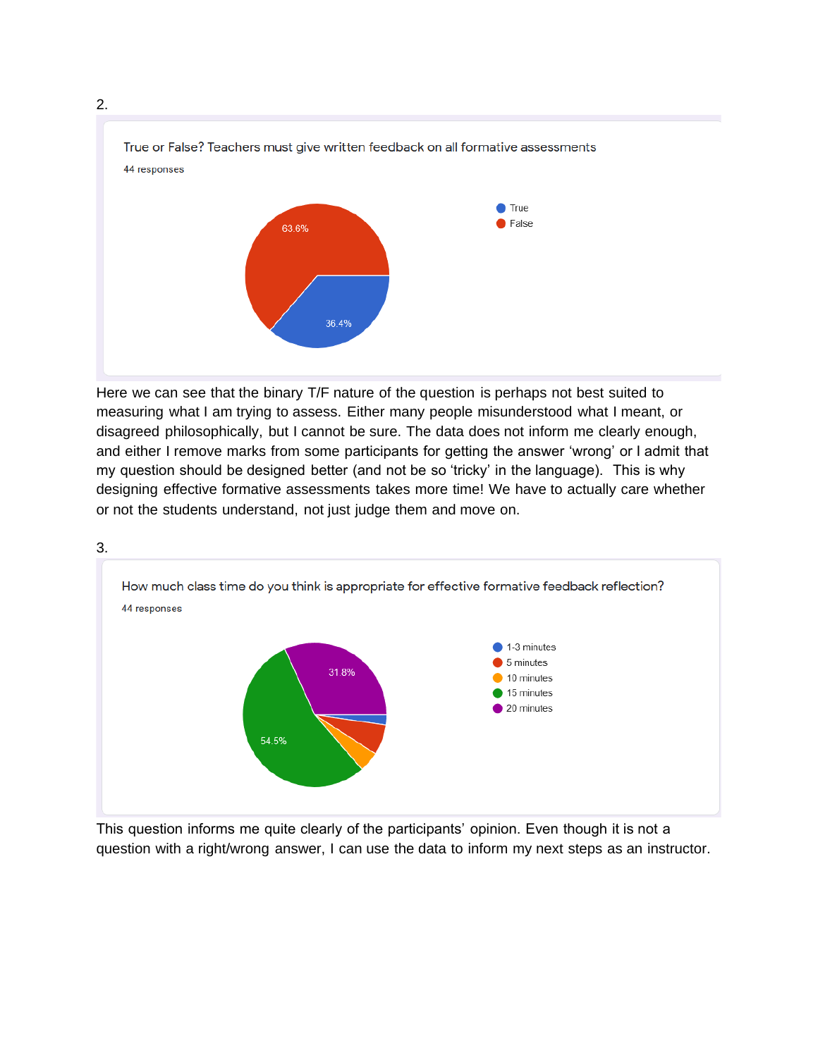2.

True or False? Teachers must give written feedback on all formative assessments

44 responses

- True: 36.4%
- False: 63.6%

Here we can see that the binary T/F nature of the question is perhaps not best suited to measuring what I am trying to assess. Either many people misunderstood what I meant, or disagreed philosophically, but I cannot be sure. The data does not inform me clearly enough, and either I remove marks from some participants for getting the answer 'wrong' or I admit that my question should be designed better (and not be so 'tricky' in the language). This is why designing effective formative assessments takes more time! We have to actually care whether or not the students understand, not just judge them and move on.

3.

How much class time do you think is appropriate for effective formative feedback reflection?

44 responses

- 1-3 minutes
- 5 minutes
- 10 minutes
- 15 minutes: 54.5%
- 20 minutes: 31.8%

This question informs me quite clearly of the participants' opinion. Even though it is not a question with a right/wrong answer, I can use the data to inform my next steps as an instructor.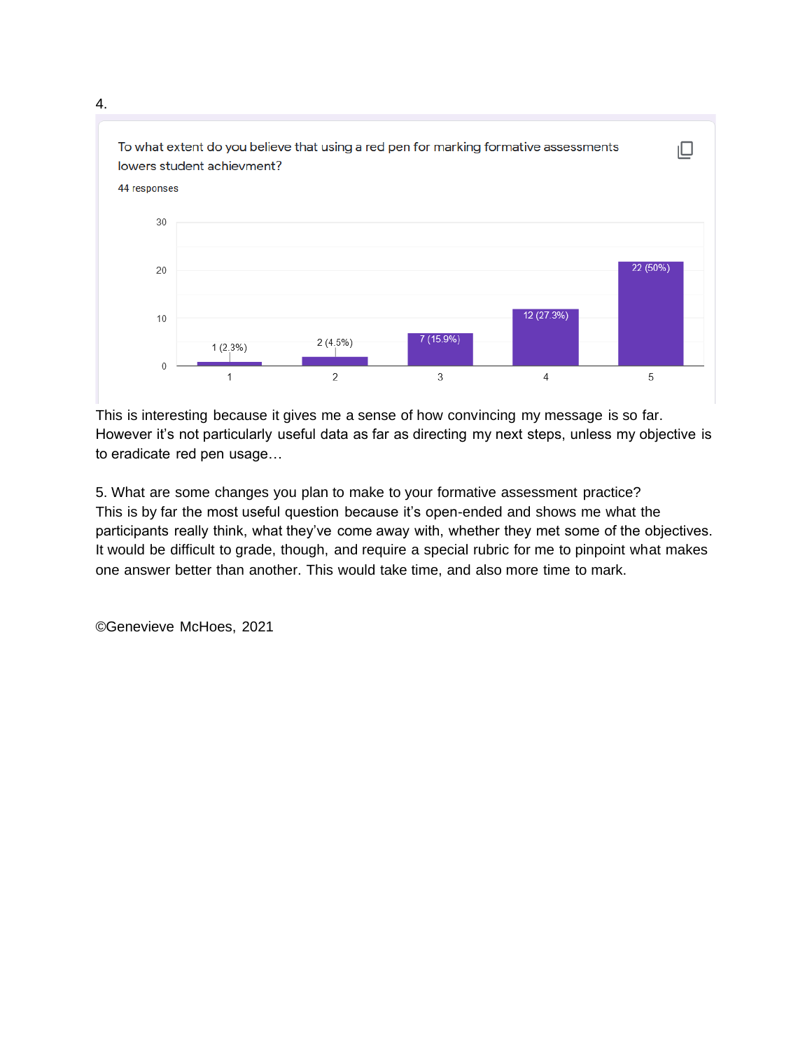4.

To what extent do you believe that using a red pen for marking formative assessments lowers student achievment?

44 responses

30

20

10

0

1 (2.3%)

2 (4.5%)

7 (15.9%)

12 (27.3%)

22 (50%)

1

2

3

4

5

This is interesting because it gives me a sense of how convincing my message is so far. However it's not particularly useful data as far as directing my next steps, unless my objective is to eradicate red pen usage…

5. What are some changes you plan to make to your formative assessment practice?
This is by far the most useful question because it's open-ended and shows me what the participants really think, what they've come away with, whether they met some of the objectives. It would be difficult to grade, though, and require a special rubric for me to pinpoint what makes one answer better than another. This would take time, and also more time to mark.

©Genevieve McHoes, 2021